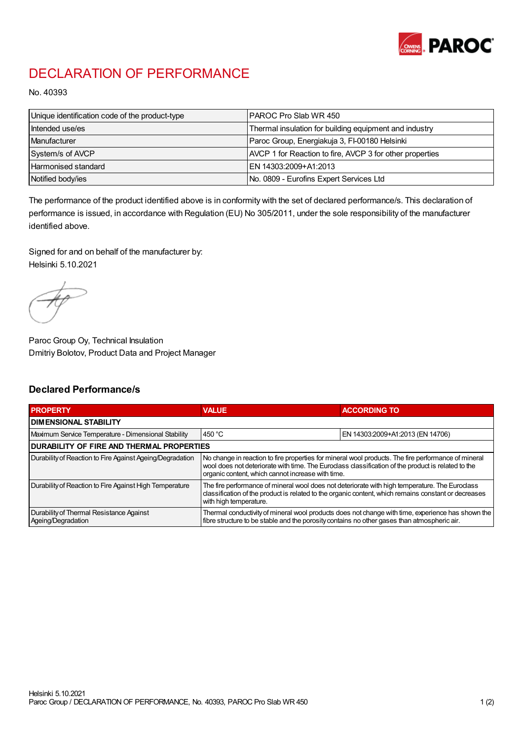# DECLARATION OF PERFORMANCE

No. 40393

| | |
|---|---|
| Unique identification code of the product-type | PAROC Pro Slab WR 450 |
| Intended use/es | Thermal insulation for building equipment and industry |
| Manufacturer | Paroc Group, Energiakuja 3, FI-00180 Helsinki |
| System/s of AVCP | AVCP 1 for Reaction to fire, AVCP 3 for other properties |
| Harmonised standard | EN 14303:2009+A1:2013 |
| Notified body/ies | No. 0809 - Eurofins Expert Services Ltd |

The performance of the product identified above is in conformity with the set of declared performance/s. This declaration of performance is issued, in accordance with Regulation (EU) No 305/2011, under the sole responsibility of the manufacturer identified above.

Signed for and on behalf of the manufacturer by:
Helsinki 5.10.2021

Paroc Group Oy, Technical Insulation
Dmitriy Bolotov, Product Data and Project Manager

## Declared Performance/s

| PROPERTY | VALUE | ACCORDING TO |
|---|---|---|
| **DIMENSIONAL STABILITY** | | |
| Maximum Service Temperature - Dimensional Stability | 450 °C | EN 14303:2009+A1:2013 (EN 14706) |
| **DURABILITY OF FIRE AND THERMAL PROPERTIES** | | |
| Durability of Reaction to Fire Against Ageing/Degradation | No change in reaction to fire properties for mineral wool products. The fire performance of mineral wool does not deteriorate with time. The Euroclass classification of the product is related to the organic content, which cannot increase with time. | |
| Durability of Reaction to Fire Against High Temperature | The fire performance of mineral wool does not deteriorate with high temperature. The Euroclass classification of the product is related to the organic content, which remains constant or decreases with high temperature. | |
| Durability of Thermal Resistance Against Ageing/Degradation | Thermal conductivity of mineral wool products does not change with time, experience has shown the fibre structure to be stable and the porosity contains no other gases than atmospheric air. | |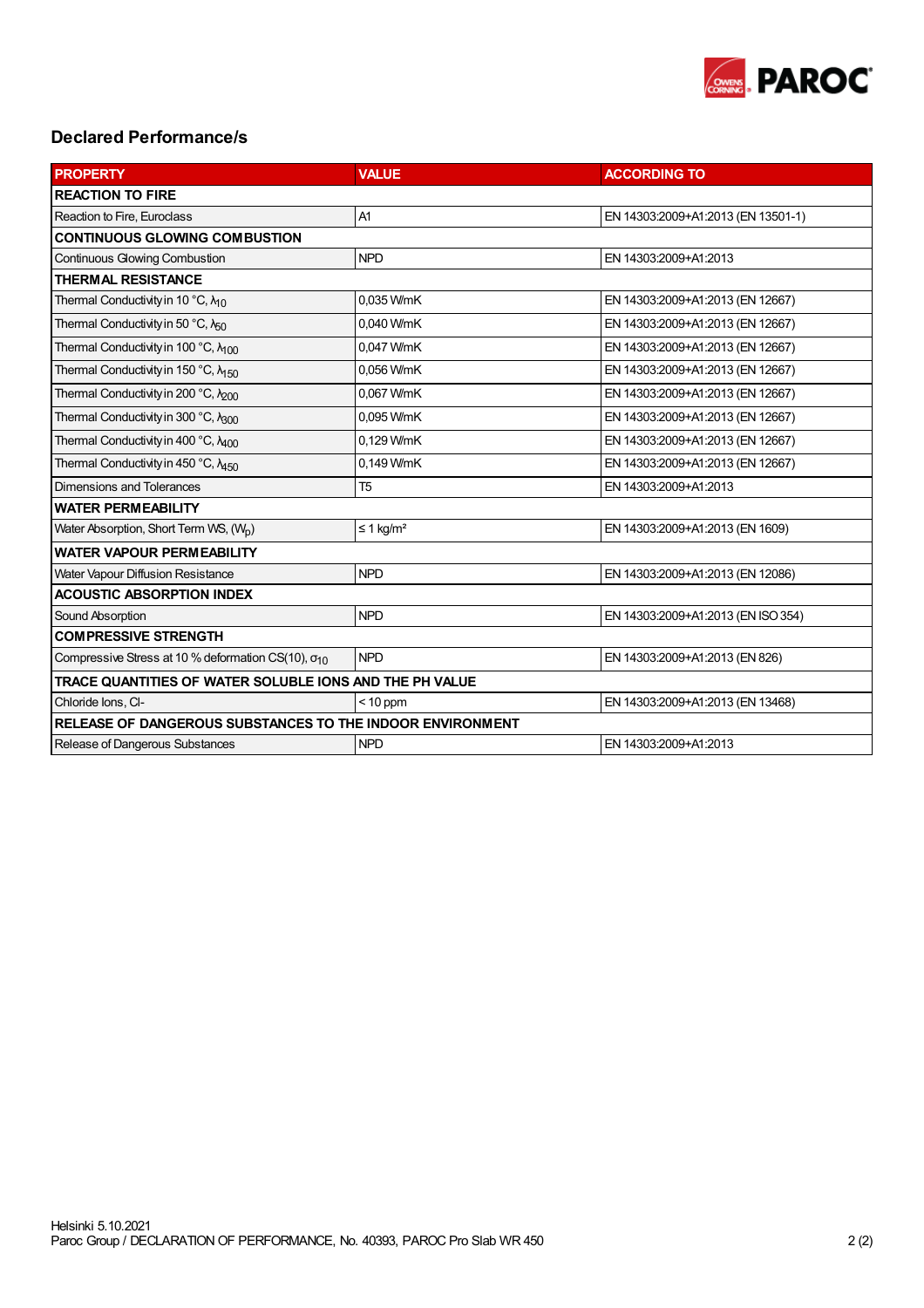## Declared Performance/s

| PROPERTY | VALUE | ACCORDING TO |
|---|---|---|
| **REACTION TO FIRE** | | |
| Reaction to Fire, Euroclass | A1 | EN 14303:2009+A1:2013 (EN 13501-1) |
| **CONTINUOUS GLOWING COMBUSTION** | | |
| Continuous Glowing Combustion | NPD | EN 14303:2009+A1:2013 |
| **THERMAL RESISTANCE** | | |
| Thermal Conductivity in 10 °C, $\lambda_{10}$ | 0,035 W/mK | EN 14303:2009+A1:2013 (EN 12667) |
| Thermal Conductivity in 50 °C, $\lambda_{50}$ | 0,040 W/mK | EN 14303:2009+A1:2013 (EN 12667) |
| Thermal Conductivity in 100 °C, $\lambda_{100}$ | 0,047 W/mK | EN 14303:2009+A1:2013 (EN 12667) |
| Thermal Conductivity in 150 °C, $\lambda_{150}$ | 0,056 W/mK | EN 14303:2009+A1:2013 (EN 12667) |
| Thermal Conductivity in 200 °C, $\lambda_{200}$ | 0,067 W/mK | EN 14303:2009+A1:2013 (EN 12667) |
| Thermal Conductivity in 300 °C, $\lambda_{300}$ | 0,095 W/mK | EN 14303:2009+A1:2013 (EN 12667) |
| Thermal Conductivity in 400 °C, $\lambda_{400}$ | 0,129 W/mK | EN 14303:2009+A1:2013 (EN 12667) |
| Thermal Conductivity in 450 °C, $\lambda_{450}$ | 0,149 W/mK | EN 14303:2009+A1:2013 (EN 12667) |
| Dimensions and Tolerances | T5 | EN 14303:2009+A1:2013 |
| **WATER PERMEABILITY** | | |
| Water Absorption, Short Term WS, ($W_p$) | ≤ 1 kg/m² | EN 14303:2009+A1:2013 (EN 1609) |
| **WATER VAPOUR PERMEABILITY** | | |
| Water Vapour Diffusion Resistance | NPD | EN 14303:2009+A1:2013 (EN 12086) |
| **ACOUSTIC ABSORPTION INDEX** | | |
| Sound Absorption | NPD | EN 14303:2009+A1:2013 (EN ISO 354) |
| **COMPRESSIVE STRENGTH** | | |
| Compressive Stress at 10 % deformation CS(10), $\sigma_{10}$ | NPD | EN 14303:2009+A1:2013 (EN 826) |
| **TRACE QUANTITIES OF WATER SOLUBLE IONS AND THE PH VALUE** | | |
| Chloride Ions, Cl- | < 10 ppm | EN 14303:2009+A1:2013 (EN 13468) |
| **RELEASE OF DANGEROUS SUBSTANCES TO THE INDOOR ENVIRONMENT** | | |
| Release of Dangerous Substances | NPD | EN 14303:2009+A1:2013 |

Helsinki 5.10.2021
Paroc Group / DECLARATION OF PERFORMANCE, No. 40393, PAROC Pro Slab WR 450